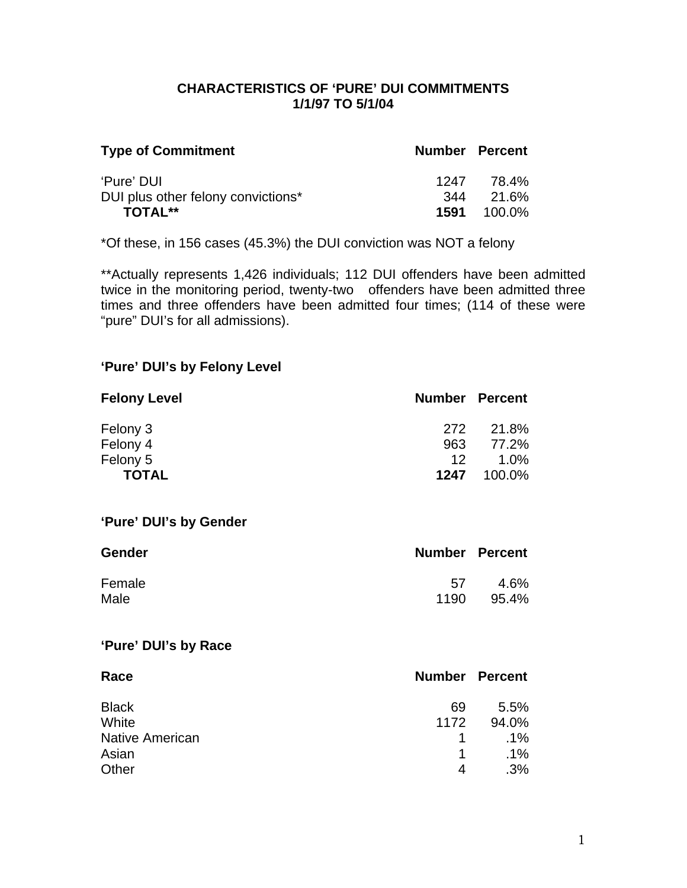# CHARACTERISTICS OF 'PURE' DUI COMMITMENTS
## 1/1/97 TO 5/1/04

| Type of Commitment | Number | Percent |
|---|---|---|
| 'Pure' DUI | 1247 | 78.4% |
| DUI plus other felony convictions* | 344 | 21.6% |
| **TOTAL**** | **1591** | 100.0% |

*Of these, in 156 cases (45.3%) the DUI conviction was NOT a felony

**Actually represents 1,426 individuals; 112 DUI offenders have been admitted twice in the monitoring period, twenty-two offenders have been admitted three times and three offenders have been admitted four times; (114 of these were "pure" DUI's for all admissions).

### 'Pure' DUI's by Felony Level

| Felony Level | Number | Percent |
|---|---|---|
| Felony 3 | 272 | 21.8% |
| Felony 4 | 963 | 77.2% |
| Felony 5 | 12 | 1.0% |
| **TOTAL** | **1247** | 100.0% |

### 'Pure' DUI's by Gender

| Gender | Number | Percent |
|---|---|---|
| Female | 57 | 4.6% |
| Male | 1190 | 95.4% |

### 'Pure' DUI's by Race

| Race | Number | Percent |
|---|---|---|
| Black | 69 | 5.5% |
| White | 1172 | 94.0% |
| Native American | 1 | .1% |
| Asian | 1 | .1% |
| Other | 4 | .3% |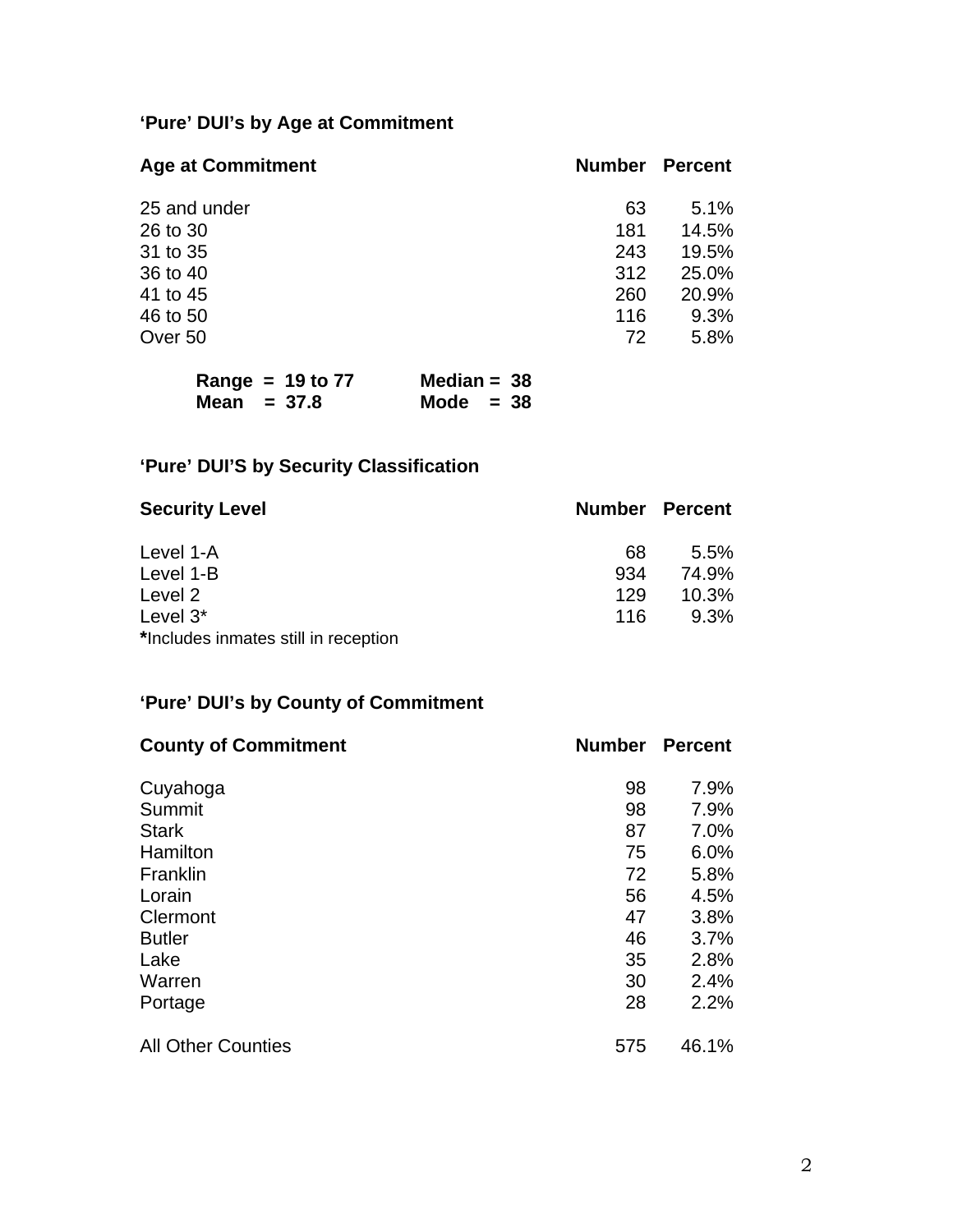### ‘Pure’ DUI’s by Age at Commitment

| Age at Commitment | Number | Percent |
|---|---|---|
| 25 and under | 63 | 5.1% |
| 26 to 30 | 181 | 14.5% |
| 31 to 35 | 243 | 19.5% |
| 36 to 40 | 312 | 25.0% |
| 41 to 45 | 260 | 20.9% |
| 46 to 50 | 116 | 9.3% |
| Over 50 | 72 | 5.8% |

**Range = 19 to 77** **Median = 38**
**Mean = 37.8** **Mode = 38**

### ‘Pure’ DUI’S by Security Classification

| Security Level | Number | Percent |
|---|---|---|
| Level 1-A | 68 | 5.5% |
| Level 1-B | 934 | 74.9% |
| Level 2 | 129 | 10.3% |
| Level 3* | 116 | 9.3% |

**\***Includes inmates still in reception

### ‘Pure’ DUI’s by County of Commitment

| County of Commitment | Number | Percent |
|---|---|---|
| Cuyahoga | 98 | 7.9% |
| Summit | 98 | 7.9% |
| Stark | 87 | 7.0% |
| Hamilton | 75 | 6.0% |
| Franklin | 72 | 5.8% |
| Lorain | 56 | 4.5% |
| Clermont | 47 | 3.8% |
| Butler | 46 | 3.7% |
| Lake | 35 | 2.8% |
| Warren | 30 | 2.4% |
| Portage | 28 | 2.2% |
| All Other Counties | 575 | 46.1% |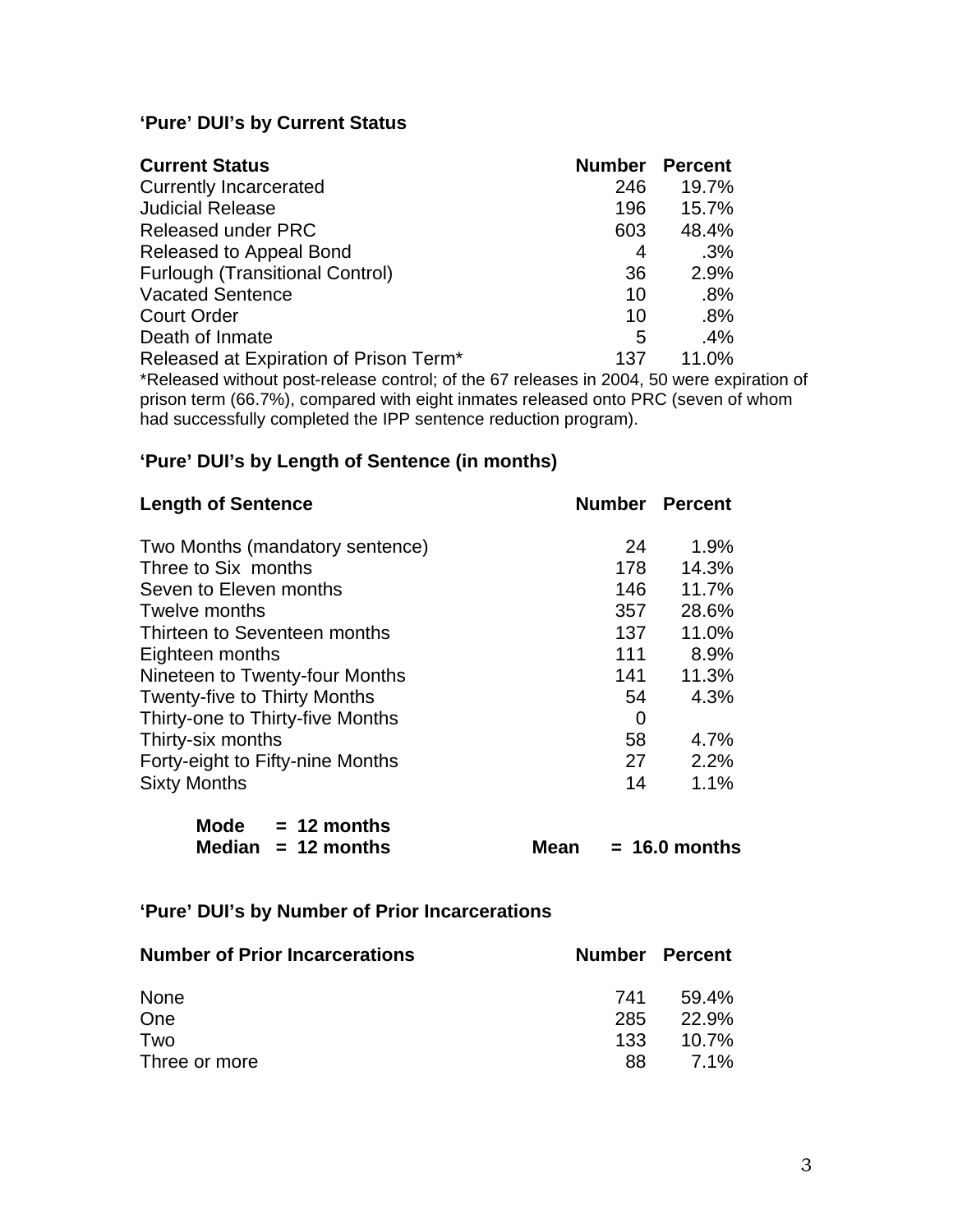### 'Pure' DUI's by Current Status

| Current Status | Number | Percent |
|---|---|---|
| Currently Incarcerated | 246 | 19.7% |
| Judicial Release | 196 | 15.7% |
| Released under PRC | 603 | 48.4% |
| Released to Appeal Bond | 4 | .3% |
| Furlough (Transitional Control) | 36 | 2.9% |
| Vacated Sentence | 10 | .8% |
| Court Order | 10 | .8% |
| Death of Inmate | 5 | .4% |
| Released at Expiration of Prison Term* | 137 | 11.0% |

*Released without post-release control; of the 67 releases in 2004, 50 were expiration of prison term (66.7%), compared with eight inmates released onto PRC (seven of whom had successfully completed the IPP sentence reduction program).

### 'Pure' DUI's by Length of Sentence (in months)

| Length of Sentence | Number | Percent |
|---|---|---|
| Two Months (mandatory sentence) | 24 | 1.9% |
| Three to Six months | 178 | 14.3% |
| Seven to Eleven months | 146 | 11.7% |
| Twelve months | 357 | 28.6% |
| Thirteen to Seventeen months | 137 | 11.0% |
| Eighteen months | 111 | 8.9% |
| Nineteen to Twenty-four Months | 141 | 11.3% |
| Twenty-five to Thirty Months | 54 | 4.3% |
| Thirty-one to Thirty-five Months | 0 | |
| Thirty-six months | 58 | 4.7% |
| Forty-eight to Fifty-nine Months | 27 | 2.2% |
| Sixty Months | 14 | 1.1% |

**Mode = 12 months**
**Median = 12 months** **Mean = 16.0 months**

### 'Pure' DUI's by Number of Prior Incarcerations

| Number of Prior Incarcerations | Number | Percent |
|---|---|---|
| None | 741 | 59.4% |
| One | 285 | 22.9% |
| Two | 133 | 10.7% |
| Three or more | 88 | 7.1% |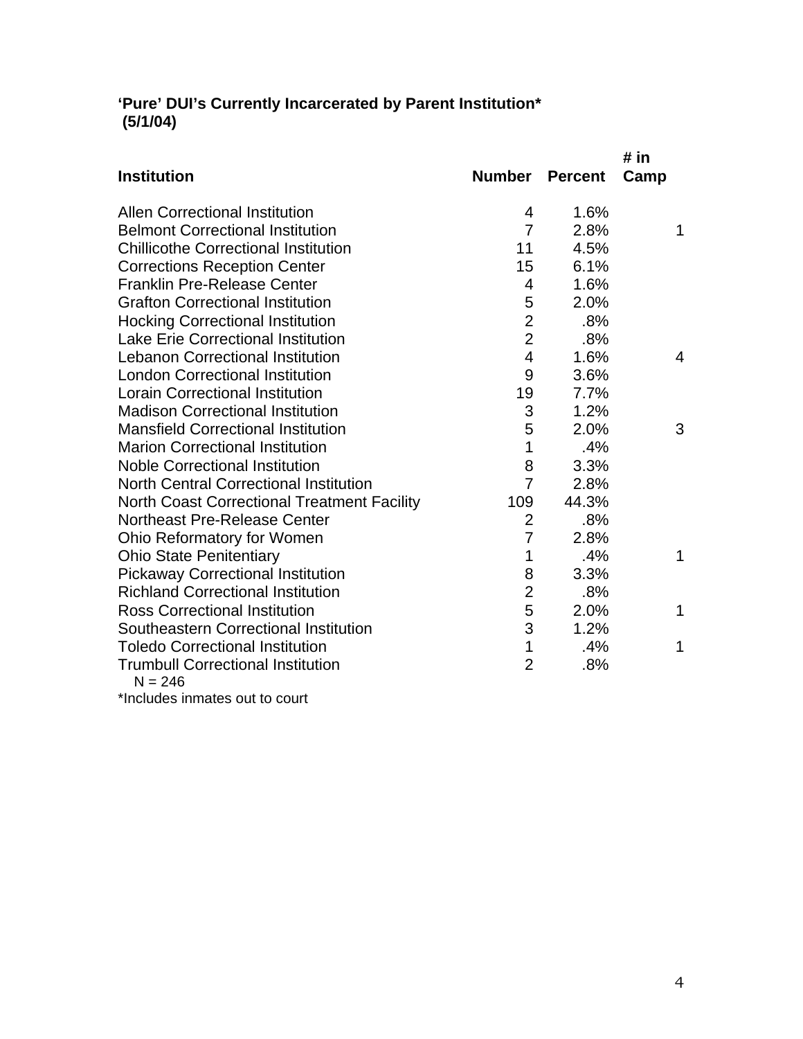**‘Pure’ DUI’s Currently Incarcerated by Parent Institution***
**(5/1/04)**

| Institution | Number | Percent | # in Camp |
|---|---|---|---|
| Allen Correctional Institution | 4 | 1.6% | |
| Belmont Correctional Institution | 7 | 2.8% | 1 |
| Chillicothe Correctional Institution | 11 | 4.5% | |
| Corrections Reception Center | 15 | 6.1% | |
| Franklin Pre-Release Center | 4 | 1.6% | |
| Grafton Correctional Institution | 5 | 2.0% | |
| Hocking Correctional Institution | 2 | .8% | |
| Lake Erie Correctional Institution | 2 | .8% | |
| Lebanon Correctional Institution | 4 | 1.6% | 4 |
| London Correctional Institution | 9 | 3.6% | |
| Lorain Correctional Institution | 19 | 7.7% | |
| Madison Correctional Institution | 3 | 1.2% | |
| Mansfield Correctional Institution | 5 | 2.0% | 3 |
| Marion Correctional Institution | 1 | .4% | |
| Noble Correctional Institution | 8 | 3.3% | |
| North Central Correctional Institution | 7 | 2.8% | |
| North Coast Correctional Treatment Facility | 109 | 44.3% | |
| Northeast Pre-Release Center | 2 | .8% | |
| Ohio Reformatory for Women | 7 | 2.8% | |
| Ohio State Penitentiary | 1 | .4% | 1 |
| Pickaway Correctional Institution | 8 | 3.3% | |
| Richland Correctional Institution | 2 | .8% | |
| Ross Correctional Institution | 5 | 2.0% | 1 |
| Southeastern Correctional Institution | 3 | 1.2% | |
| Toledo Correctional Institution | 1 | .4% | 1 |
| Trumbull Correctional Institution | 2 | .8% | |

N = 246

*Includes inmates out to court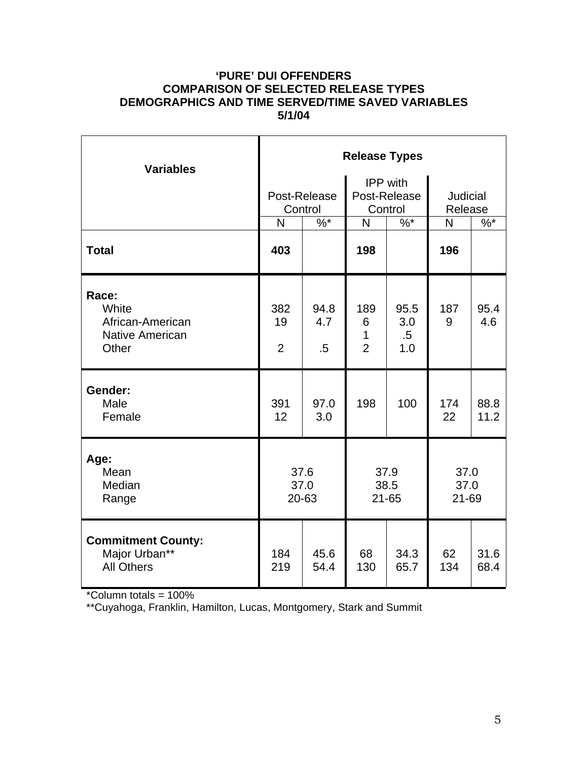**'PURE' DUI OFFENDERS**
**COMPARISON OF SELECTED RELEASE TYPES**
**DEMOGRAPHICS AND TIME SERVED/TIME SAVED VARIABLES**
**5/1/04**

| Variables | Release Types | | | | | |
|---|---|---|---|---|---|---|
| | Post-Release Control | | IPP with Post-Release Control | | Judicial Release | |
| | N | %* | N | %* | N | %* |
| **Total** | **403** | | **198** | | **196** | |
| **Race:** | | | | | | |
| White | 382 | 94.8 | 189 | 95.5 | 187 | 95.4 |
| African-American | 19 | 4.7 | 6 | 3.0 | 9 | 4.6 |
| Native American | | | 1 | .5 | | |
| Other | 2 | .5 | 2 | 1.0 | | |
| **Gender:** | | | | | | |
| Male | 391 | 97.0 | 198 | 100 | 174 | 88.8 |
| Female | 12 | 3.0 | | | 22 | 11.2 |
| **Age:** | | | | | | |
| Mean | 37.6 | | 37.9 | | 37.0 | |
| Median | 37.0 | | 38.5 | | 37.0 | |
| Range | 20-63 | | 21-65 | | 21-69 | |
| **Commitment County:** | | | | | | |
| Major Urban** | 184 | 45.6 | 68 | 34.3 | 62 | 31.6 |
| All Others | 219 | 54.4 | 130 | 65.7 | 134 | 68.4 |

*Column totals = 100%

**Cuyahoga, Franklin, Hamilton, Lucas, Montgomery, Stark and Summit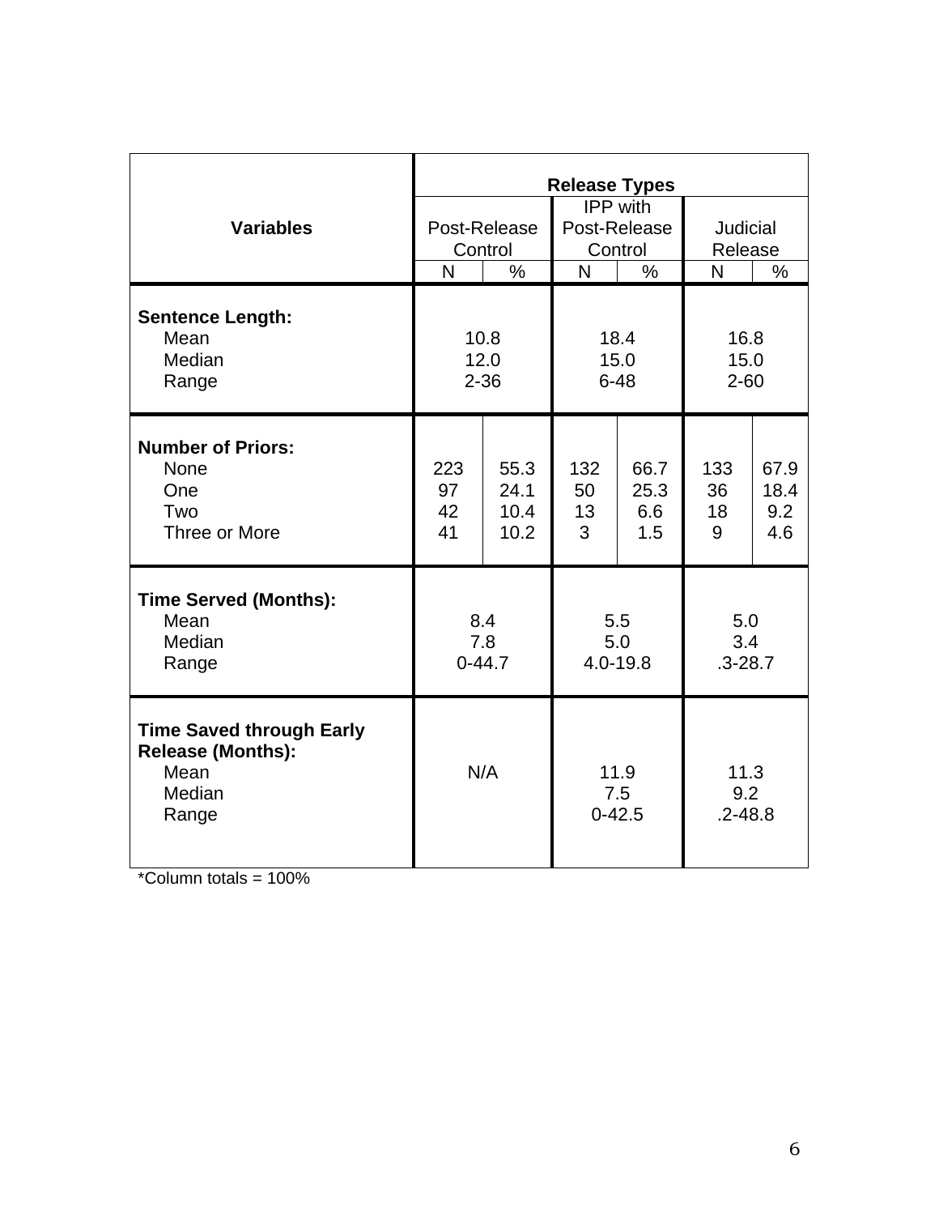| Variables | Release Types | | | | | |
|---|---|---|---|---|---|---|
| | Post-Release Control | | IPP with Post-Release Control | | Judicial Release | |
| | N | % | N | % | N | % |
| **Sentence Length:** | | | | | | |
| Mean | 10.8 | | 18.4 | | 16.8 | |
| Median | 12.0 | | 15.0 | | 15.0 | |
| Range | 2-36 | | 6-48 | | 2-60 | |
| **Number of Priors:** | | | | | | |
| None | 223 | 55.3 | 132 | 66.7 | 133 | 67.9 |
| One | 97 | 24.1 | 50 | 25.3 | 36 | 18.4 |
| Two | 42 | 10.4 | 13 | 6.6 | 18 | 9.2 |
| Three or More | 41 | 10.2 | 3 | 1.5 | 9 | 4.6 |
| **Time Served (Months):** | | | | | | |
| Mean | 8.4 | | 5.5 | | 5.0 | |
| Median | 7.8 | | 5.0 | | 3.4 | |
| Range | 0-44.7 | | 4.0-19.8 | | .3-28.7 | |
| **Time Saved through Early Release (Months):** | | | | | | |
| Mean | N/A | | 11.9 | | 11.3 | |
| Median | | | 7.5 | | 9.2 | |
| Range | | | 0-42.5 | | .2-48.8 | |

*Column totals = 100%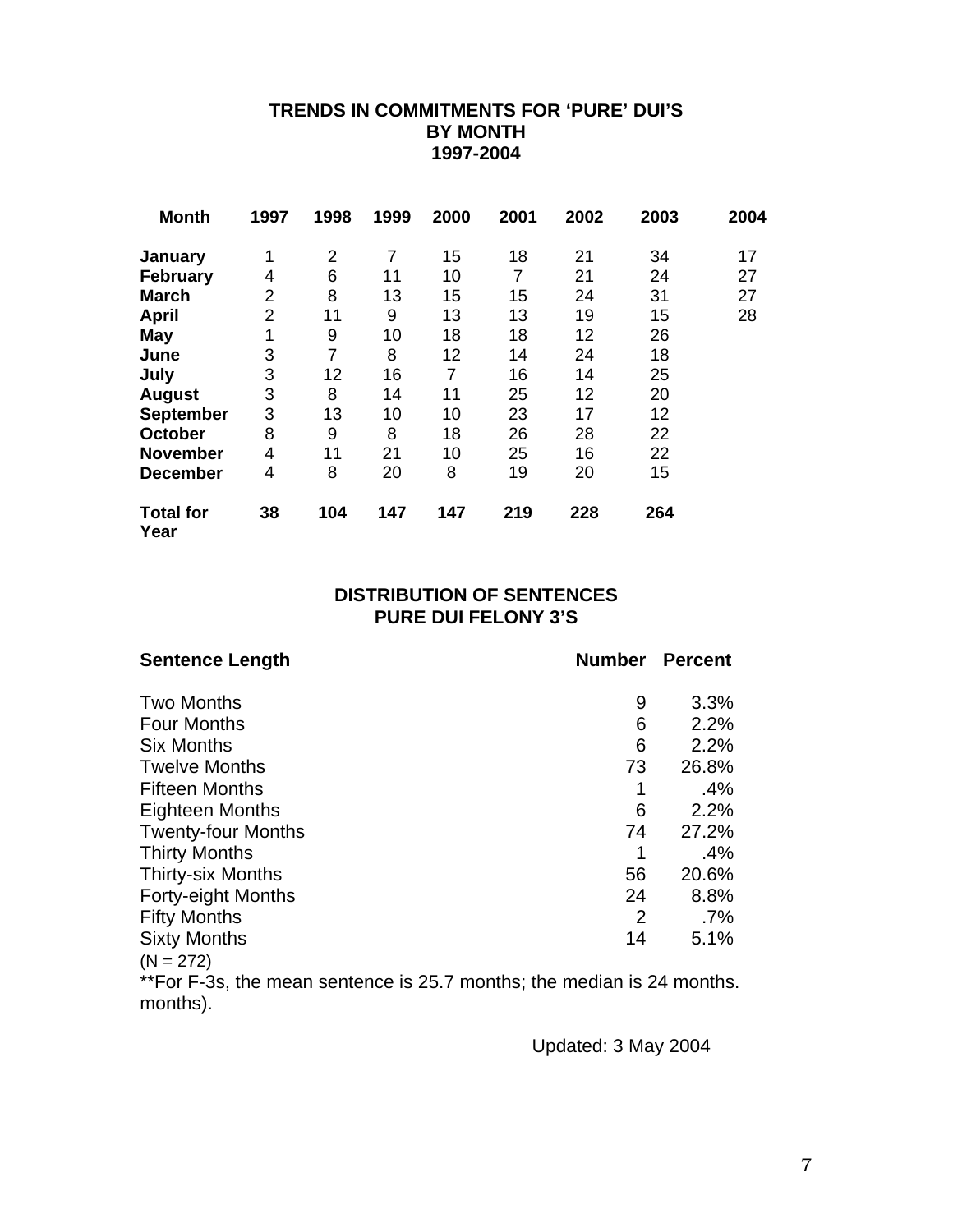## TRENDS IN COMMITMENTS FOR 'PURE' DUI'S BY MONTH 1997-2004

| Month | 1997 | 1998 | 1999 | 2000 | 2001 | 2002 | 2003 | 2004 |
|---|---|---|---|---|---|---|---|---|
| **January** | 1 | 2 | 7 | 15 | 18 | 21 | 34 | 17 |
| **February** | 4 | 6 | 11 | 10 | 7 | 21 | 24 | 27 |
| **March** | 2 | 8 | 13 | 15 | 15 | 24 | 31 | 27 |
| **April** | 2 | 11 | 9 | 13 | 13 | 19 | 15 | 28 |
| **May** | 1 | 9 | 10 | 18 | 18 | 12 | 26 | |
| **June** | 3 | 7 | 8 | 12 | 14 | 24 | 18 | |
| **July** | 3 | 12 | 16 | 7 | 16 | 14 | 25 | |
| **August** | 3 | 8 | 14 | 11 | 25 | 12 | 20 | |
| **September** | 3 | 13 | 10 | 10 | 23 | 17 | 12 | |
| **October** | 8 | 9 | 8 | 18 | 26 | 28 | 22 | |
| **November** | 4 | 11 | 21 | 10 | 25 | 16 | 22 | |
| **December** | 4 | 8 | 20 | 8 | 19 | 20 | 15 | |
| **Total for Year** | **38** | **104** | **147** | **147** | **219** | **228** | **264** | |

## DISTRIBUTION OF SENTENCES PURE DUI FELONY 3'S

| Sentence Length | Number | Percent |
|---|---|---|
| Two Months | 9 | 3.3% |
| Four Months | 6 | 2.2% |
| Six Months | 6 | 2.2% |
| Twelve Months | 73 | 26.8% |
| Fifteen Months | 1 | .4% |
| Eighteen Months | 6 | 2.2% |
| Twenty-four Months | 74 | 27.2% |
| Thirty Months | 1 | .4% |
| Thirty-six Months | 56 | 20.6% |
| Forty-eight Months | 24 | 8.8% |
| Fifty Months | 2 | .7% |
| Sixty Months | 14 | 5.1% |

(N = 272)

**For F-3s, the mean sentence is 25.7 months; the median is 24 months. months).

Updated: 3 May 2004